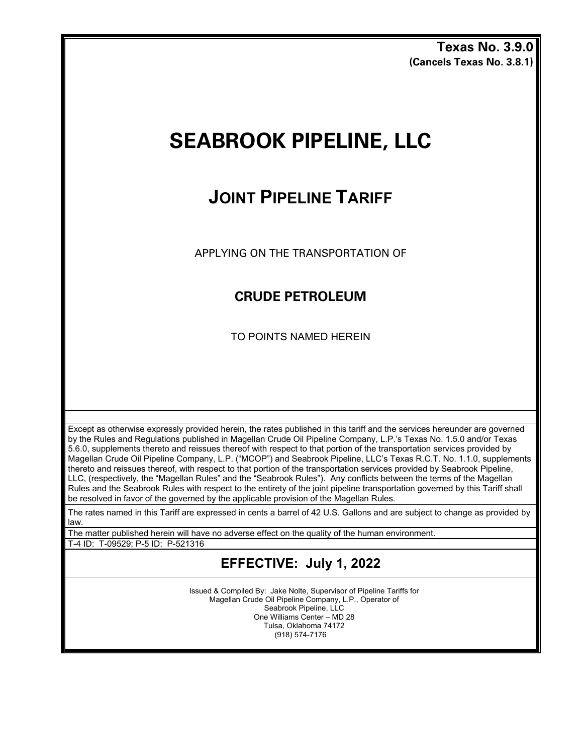**Texas No. 3.9.0**
**(Cancels Texas No. 3.8.1)**

# SEABROOK PIPELINE, LLC

## JOINT PIPELINE TARIFF

APPLYING ON THE TRANSPORTATION OF

### CRUDE PETROLEUM

TO POINTS NAMED HEREIN

Except as otherwise expressly provided herein, the rates published in this tariff and the services hereunder are governed by the Rules and Regulations published in Magellan Crude Oil Pipeline Company, L.P.'s Texas No. 1.5.0 and/or Texas 5.6.0, supplements thereto and reissues thereof with respect to that portion of the transportation services provided by Magellan Crude Oil Pipeline Company, L.P. ("MCOP") and Seabrook Pipeline, LLC's Texas R.C.T. No. 1.1.0, supplements thereto and reissues thereof, with respect to that portion of the transportation services provided by Seabrook Pipeline, LLC, (respectively, the "Magellan Rules" and the "Seabrook Rules"). Any conflicts between the terms of the Magellan Rules and the Seabrook Rules with respect to the entirety of the joint pipeline transportation governed by this Tariff shall be resolved in favor of the governed by the applicable provision of the Magellan Rules.

The rates named in this Tariff are expressed in cents a barrel of 42 U.S. Gallons and are subject to change as provided by law.

The matter published herein will have no adverse effect on the quality of the human environment.

T-4 ID: T-09529; P-5 ID: P-521316

## EFFECTIVE: July 1, 2022

Issued & Compiled By: Jake Nolte, Supervisor of Pipeline Tariffs for
Magellan Crude Oil Pipeline Company, L.P., Operator of
Seabrook Pipeline, LLC
One Williams Center – MD 28
Tulsa, Oklahoma 74172
(918) 574-7176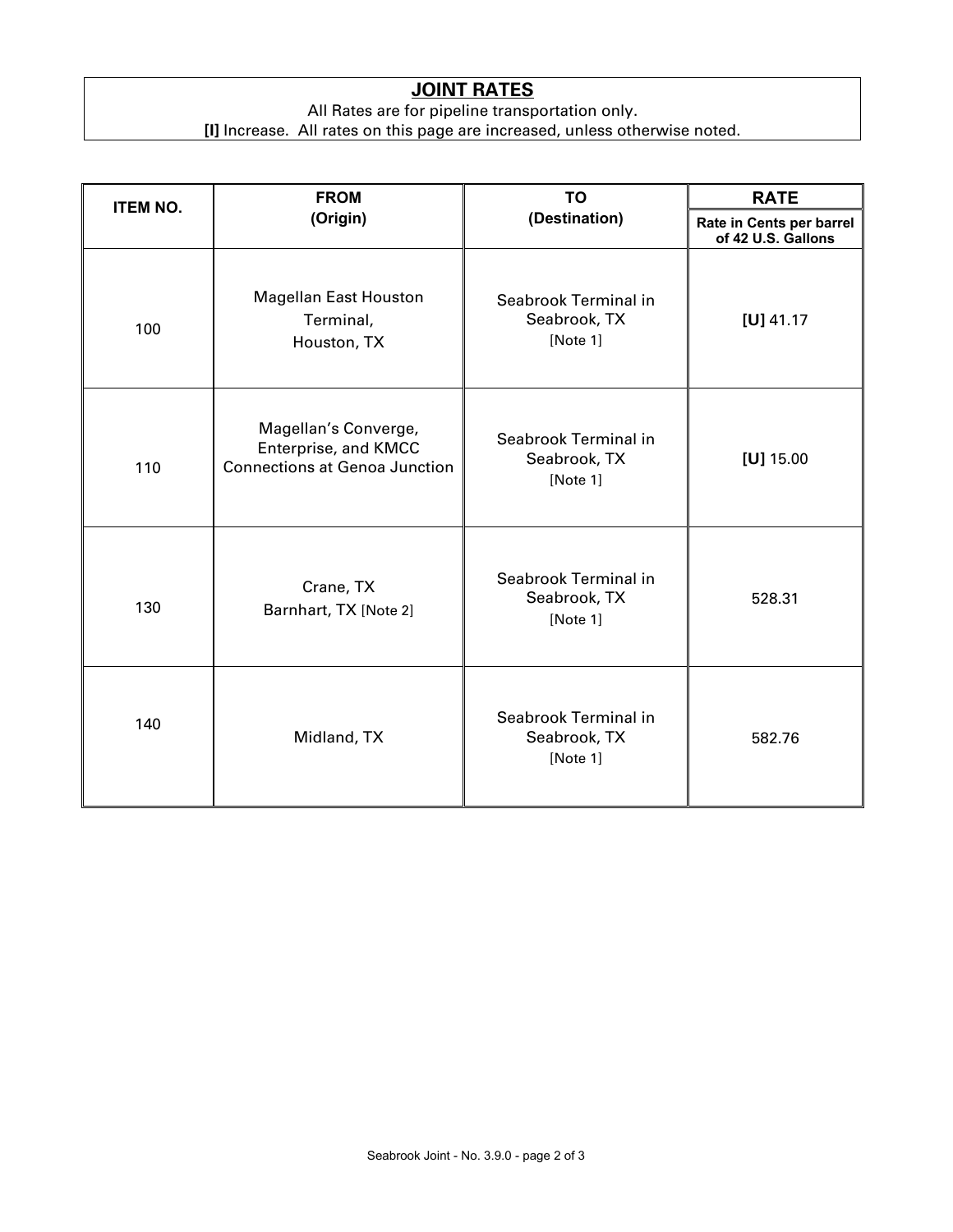## JOINT RATES

All Rates are for pipeline transportation only.

**[I]** Increase. All rates on this page are increased, unless otherwise noted.

| ITEM NO. | FROM (Origin) | TO (Destination) | RATE |
|---|---|---|---|
| | | | Rate in Cents per barrel of 42 U.S. Gallons |
| 100 | Magellan East Houston Terminal, Houston, TX | Seabrook Terminal in Seabrook, TX [Note 1] | **[U]** 41.17 |
| 110 | Magellan's Converge, Enterprise, and KMCC Connections at Genoa Junction | Seabrook Terminal in Seabrook, TX [Note 1] | **[U]** 15.00 |
| 130 | Crane, TX<br>Barnhart, TX [Note 2] | Seabrook Terminal in Seabrook, TX [Note 1] | 528.31 |
| 140 | Midland, TX | Seabrook Terminal in Seabrook, TX [Note 1] | 582.76 |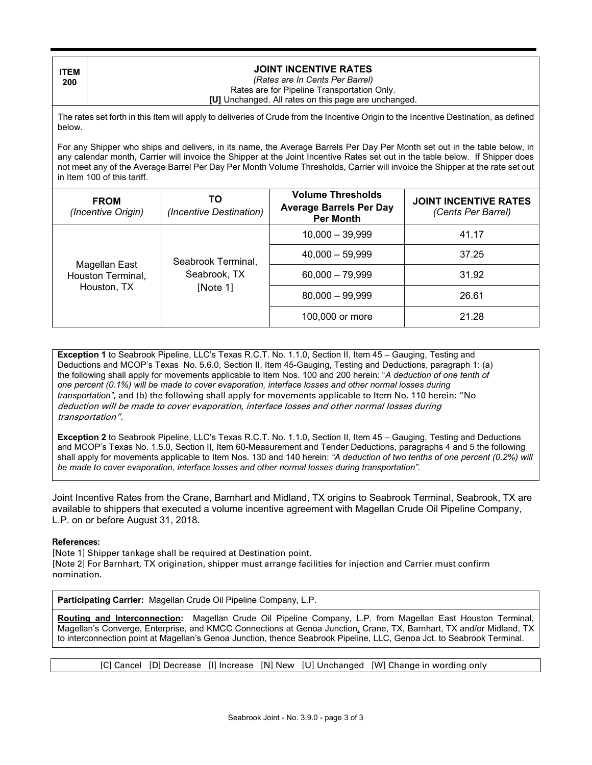| ITEM 200 | **JOINT INCENTIVE RATES** *(Rates are In Cents Per Barrel)* Rates are for Pipeline Transportation Only. **[U]** Unchanged. All rates on this page are unchanged. |
|---|---|

The rates set forth in this Item will apply to deliveries of Crude from the Incentive Origin to the Incentive Destination, as defined below.

For any Shipper who ships and delivers, in its name, the Average Barrels Per Day Per Month set out in the table below, in any calendar month, Carrier will invoice the Shipper at the Joint Incentive Rates set out in the table below. If Shipper does not meet any of the Average Barrel Per Day Per Month Volume Thresholds, Carrier will invoice the Shipper at the rate set out in Item 100 of this tariff.

| **FROM** *(Incentive Origin)* | **TO** *(Incentive Destination)* | **Volume Thresholds Average Barrels Per Day Per Month** | **JOINT INCENTIVE RATES** *(Cents Per Barrel)* |
|---|---|---|---|
| Magellan East Houston Terminal, Houston, TX | Seabrook Terminal, Seabrook, TX [Note 1] | 10,000 – 39,999 | 41.17 |
| | | 40,000 – 59,999 | 37.25 |
| | | 60,000 – 79,999 | 31.92 |
| | | 80,000 – 99,999 | 26.61 |
| | | 100,000 or more | 21.28 |

**Exception 1** to Seabrook Pipeline, LLC's Texas R.C.T. No. 1.1.0, Section II, Item 45 – Gauging, Testing and Deductions and MCOP's Texas No. 5.6.0, Section II, Item 45-Gauging, Testing and Deductions, paragraph 1: (a) the following shall apply for movements applicable to Item Nos. 100 and 200 herein: "*A deduction of one tenth of one percent (0.1%) will be made to cover evaporation, interface losses and other normal losses during transportation",* and (b) the following shall apply for movements applicable to Item No. 110 herein: "No *deduction will be made to cover evaporation, interface losses and other normal losses during transportation"*.

**Exception 2** to Seabrook Pipeline, LLC's Texas R.C.T. No. 1.1.0, Section II, Item 45 – Gauging, Testing and Deductions and MCOP's Texas No. 1.5.0, Section II, Item 60-Measurement and Tender Deductions, paragraphs 4 and 5 the following shall apply for movements applicable to Item Nos. 130 and 140 herein: *"A deduction of two tenths of one percent (0.2%) will be made to cover evaporation, interface losses and other normal losses during transportation".*

Joint Incentive Rates from the Crane, Barnhart and Midland, TX origins to Seabrook Terminal, Seabrook, TX are available to shippers that executed a volume incentive agreement with Magellan Crude Oil Pipeline Company, L.P. on or before August 31, 2018.

**References:**

[Note 1] Shipper tankage shall be required at Destination point.
[Note 2] For Barnhart, TX origination, shipper must arrange facilities for injection and Carrier must confirm nomination.

**Participating Carrier:** Magellan Crude Oil Pipeline Company, L.P.

**Routing and Interconnection:** Magellan Crude Oil Pipeline Company, L.P. from Magellan East Houston Terminal, Magellan's Converge, Enterprise, and KMCC Connections at Genoa Junction, Crane, TX, Barnhart, TX and/or Midland, TX to interconnection point at Magellan's Genoa Junction, thence Seabrook Pipeline, LLC, Genoa Jct. to Seabrook Terminal.

[C] Cancel [D] Decrease [I] Increase [N] New [U] Unchanged [W] Change in wording only